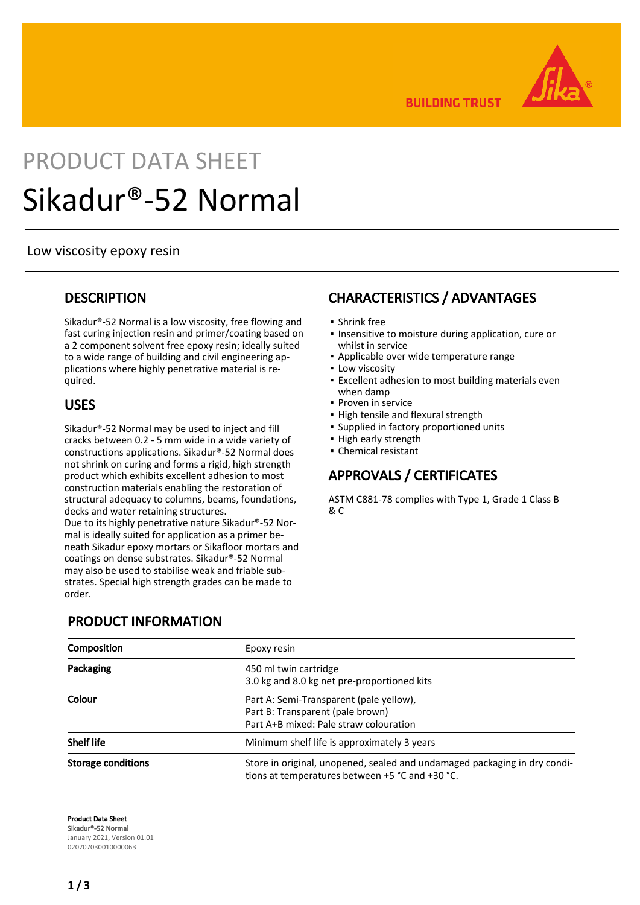PRODUCT DATA SHEET

# Sikadur®-52 Normal

Low viscosity epoxy resin

## DESCRIPTION

Sikadur®-52 Normal is a low viscosity, free flowing and fast curing injection resin and primer/coating based on a 2 component solvent free epoxy resin; ideally suited to a wide range of building and civil engineering applications where highly penetrative material is required.

## USES

Sikadur®-52 Normal may be used to inject and fill cracks between 0.2 - 5 mm wide in a wide variety of constructions applications. Sikadur®-52 Normal does not shrink on curing and forms a rigid, high strength product which exhibits excellent adhesion to most construction materials enabling the restoration of structural adequacy to columns, beams, foundations, decks and water retaining structures.
Due to its highly penetrative nature Sikadur®-52 Normal is ideally suited for application as a primer beneath Sikadur epoxy mortars or Sikafloor mortars and coatings on dense substrates. Sikadur®-52 Normal may also be used to stabilise weak and friable substrates. Special high strength grades can be made to order.

## CHARACTERISTICS / ADVANTAGES

- Shrink free
- Insensitive to moisture during application, cure or whilst in service
- Applicable over wide temperature range
- Low viscosity
- Excellent adhesion to most building materials even when damp
- Proven in service
- High tensile and flexural strength
- Supplied in factory proportioned units
- High early strength
- Chemical resistant

## APPROVALS / CERTIFICATES

ASTM C881-78 complies with Type 1, Grade 1 Class B & C

## PRODUCT INFORMATION

| | |
|---|---|
| **Composition** | Epoxy resin |
| **Packaging** | 450 ml twin cartridge<br>3.0 kg and 8.0 kg net pre-proportioned kits |
| **Colour** | Part A: Semi-Transparent (pale yellow),<br>Part B: Transparent (pale brown)<br>Part A+B mixed: Pale straw colouration |
| **Shelf life** | Minimum shelf life is approximately 3 years |
| **Storage conditions** | Store in original, unopened, sealed and undamaged packaging in dry conditions at temperatures between +5 °C and +30 °C. |

**Product Data Sheet**
Sikadur®-52 Normal
January 2021, Version 01.01
020707030010000063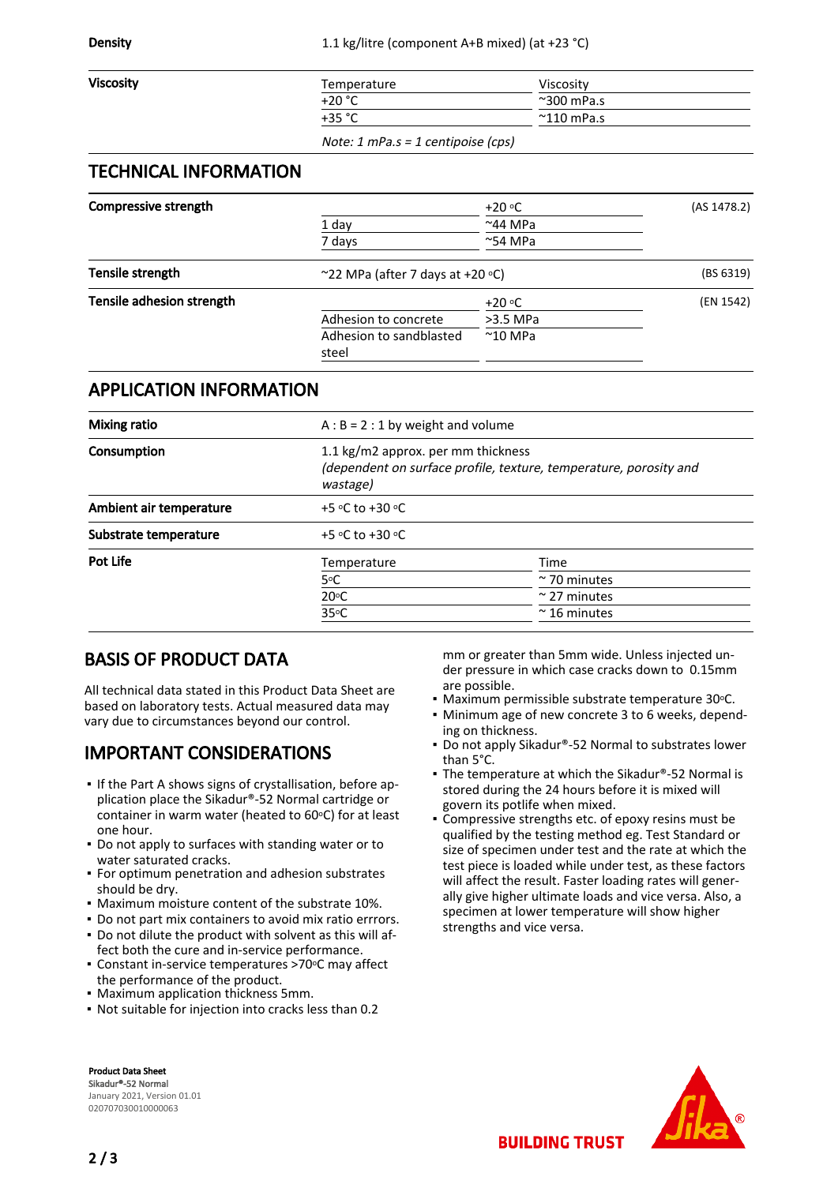| | | |
|---|---|---|
| **Density** | 1.1 kg/litre (component A+B mixed) (at +23 °C) | |
| **Viscosity** | Temperature | Viscosity |
| | +20 °C | ~300 mPa.s |
| | +35 °C | ~110 mPa.s |
| | *Note: 1 mPa.s = 1 centipoise (cps)* | |

## TECHNICAL INFORMATION

| | | | |
|---|---|---|---|
| **Compressive strength** | | +20 °C | (AS 1478.2) |
| | 1 day | ~44 MPa | |
| | 7 days | ~54 MPa | |
| **Tensile strength** | ~22 MPa (after 7 days at +20 °C) | | (BS 6319) |
| **Tensile adhesion strength** | | +20 °C | (EN 1542) |
| | Adhesion to concrete | >3.5 MPa | |
| | Adhesion to sandblasted steel | ~10 MPa | |

## APPLICATION INFORMATION

| | | |
|---|---|---|
| **Mixing ratio** | A : B = 2 : 1 by weight and volume | |
| **Consumption** | 1.1 kg/m2 approx. per mm thickness *(dependent on surface profile, texture, temperature, porosity and wastage)* | |
| **Ambient air temperature** | +5 °C to +30 °C | |
| **Substrate temperature** | +5 °C to +30 °C | |
| **Pot Life** | Temperature | Time |
| | 5°C | ~ 70 minutes |
| | 20°C | ~ 27 minutes |
| | 35°C | ~ 16 minutes |

## BASIS OF PRODUCT DATA

All technical data stated in this Product Data Sheet are based on laboratory tests. Actual measured data may vary due to circumstances beyond our control.

## IMPORTANT CONSIDERATIONS

- If the Part A shows signs of crystallisation, before application place the Sikadur®-52 Normal cartridge or container in warm water (heated to 60°C) for at least one hour.
- Do not apply to surfaces with standing water or to water saturated cracks.
- For optimum penetration and adhesion substrates should be dry.
- Maximum moisture content of the substrate 10%.
- Do not part mix containers to avoid mix ratio errrors.
- Do not dilute the product with solvent as this will affect both the cure and in-service performance.
- Constant in-service temperatures >70°C may affect the performance of the product.
- Maximum application thickness 5mm.
- Not suitable for injection into cracks less than 0.2 mm or greater than 5mm wide. Unless injected under pressure in which case cracks down to 0.15mm are possible.
- Maximum permissible substrate temperature 30°C.
- Minimum age of new concrete 3 to 6 weeks, depending on thickness.
- Do not apply Sikadur®-52 Normal to substrates lower than 5°C.
- The temperature at which the Sikadur®-52 Normal is stored during the 24 hours before it is mixed will govern its potlife when mixed.
- Compressive strengths etc. of epoxy resins must be qualified by the testing method eg. Test Standard or size of specimen under test and the rate at which the test piece is loaded while under test, as these factors will affect the result. Faster loading rates will generally give higher ultimate loads and vice versa. Also, a specimen at lower temperature will show higher strengths and vice versa.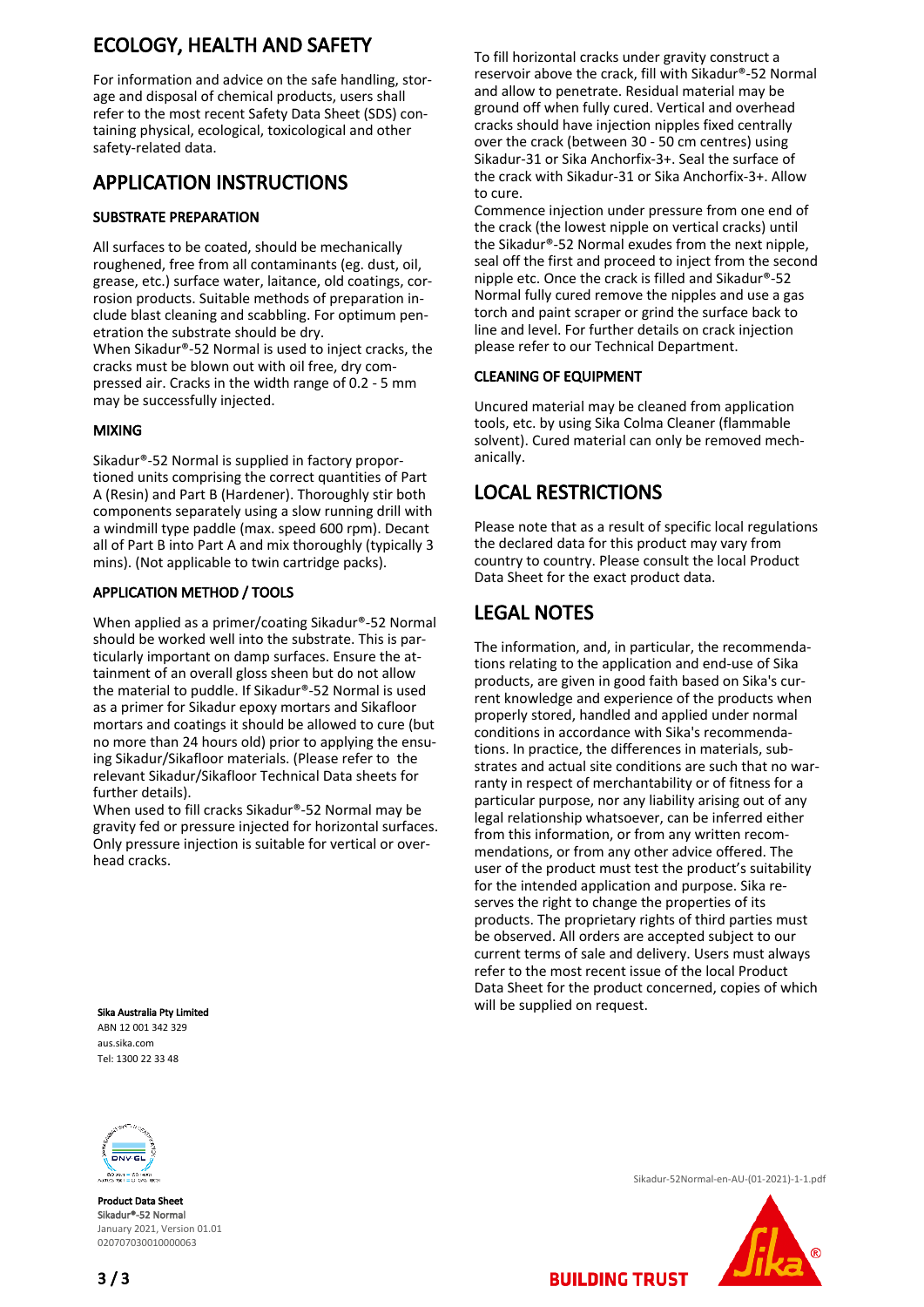## ECOLOGY, HEALTH AND SAFETY

For information and advice on the safe handling, storage and disposal of chemical products, users shall refer to the most recent Safety Data Sheet (SDS) containing physical, ecological, toxicological and other safety-related data.

## APPLICATION INSTRUCTIONS

### SUBSTRATE PREPARATION

All surfaces to be coated, should be mechanically roughened, free from all contaminants (eg. dust, oil, grease, etc.) surface water, laitance, old coatings, corrosion products. Suitable methods of preparation include blast cleaning and scabbling. For optimum penetration the substrate should be dry.
When Sikadur®-52 Normal is used to inject cracks, the cracks must be blown out with oil free, dry compressed air. Cracks in the width range of 0.2 - 5 mm may be successfully injected.

### MIXING

Sikadur®-52 Normal is supplied in factory proportioned units comprising the correct quantities of Part A (Resin) and Part B (Hardener). Thoroughly stir both components separately using a slow running drill with a windmill type paddle (max. speed 600 rpm). Decant all of Part B into Part A and mix thoroughly (typically 3 mins). (Not applicable to twin cartridge packs).

### APPLICATION METHOD / TOOLS

When applied as a primer/coating Sikadur®-52 Normal should be worked well into the substrate. This is particularly important on damp surfaces. Ensure the attainment of an overall gloss sheen but do not allow the material to puddle. If Sikadur®-52 Normal is used as a primer for Sikadur epoxy mortars and Sikafloor mortars and coatings it should be allowed to cure (but no more than 24 hours old) prior to applying the ensuing Sikadur/Sikafloor materials. (Please refer to the relevant Sikadur/Sikafloor Technical Data sheets for further details).
When used to fill cracks Sikadur®-52 Normal may be gravity fed or pressure injected for horizontal surfaces. Only pressure injection is suitable for vertical or overhead cracks.
To fill horizontal cracks under gravity construct a reservoir above the crack, fill with Sikadur®-52 Normal and allow to penetrate. Residual material may be ground off when fully cured. Vertical and overhead cracks should have injection nipples fixed centrally over the crack (between 30 - 50 cm centres) using Sikadur-31 or Sika Anchorfix-3+. Seal the surface of the crack with Sikadur-31 or Sika Anchorfix-3+. Allow to cure.
Commence injection under pressure from one end of the crack (the lowest nipple on vertical cracks) until the Sikadur®-52 Normal exudes from the next nipple, seal off the first and proceed to inject from the second nipple etc. Once the crack is filled and Sikadur®-52 Normal fully cured remove the nipples and use a gas torch and paint scraper or grind the surface back to line and level. For further details on crack injection please refer to our Technical Department.

### CLEANING OF EQUIPMENT

Uncured material may be cleaned from application tools, etc. by using Sika Colma Cleaner (flammable solvent). Cured material can only be removed mechanically.

## LOCAL RESTRICTIONS

Please note that as a result of specific local regulations the declared data for this product may vary from country to country. Please consult the local Product Data Sheet for the exact product data.

## LEGAL NOTES

The information, and, in particular, the recommendations relating to the application and end-use of Sika products, are given in good faith based on Sika's current knowledge and experience of the products when properly stored, handled and applied under normal conditions in accordance with Sika's recommendations. In practice, the differences in materials, substrates and actual site conditions are such that no warranty in respect of merchantability or of fitness for a particular purpose, nor any liability arising out of any legal relationship whatsoever, can be inferred either from this information, or from any written recommendations, or from any other advice offered. The user of the product must test the product's suitability for the intended application and purpose. Sika reserves the right to change the properties of its products. The proprietary rights of third parties must be observed. All orders are accepted subject to our current terms of sale and delivery. Users must always refer to the most recent issue of the local Product Data Sheet for the product concerned, copies of which will be supplied on request.

**Sika Australia Pty Limited**
ABN 12 001 342 329
aus.sika.com
Tel: 1300 22 33 48

**Product Data Sheet**
**Sikadur®-52 Normal**
January 2021, Version 01.01
020707030010000063

Sikadur-52Normal-en-AU-(01-2021)-1-1.pdf

BUILDING TRUST